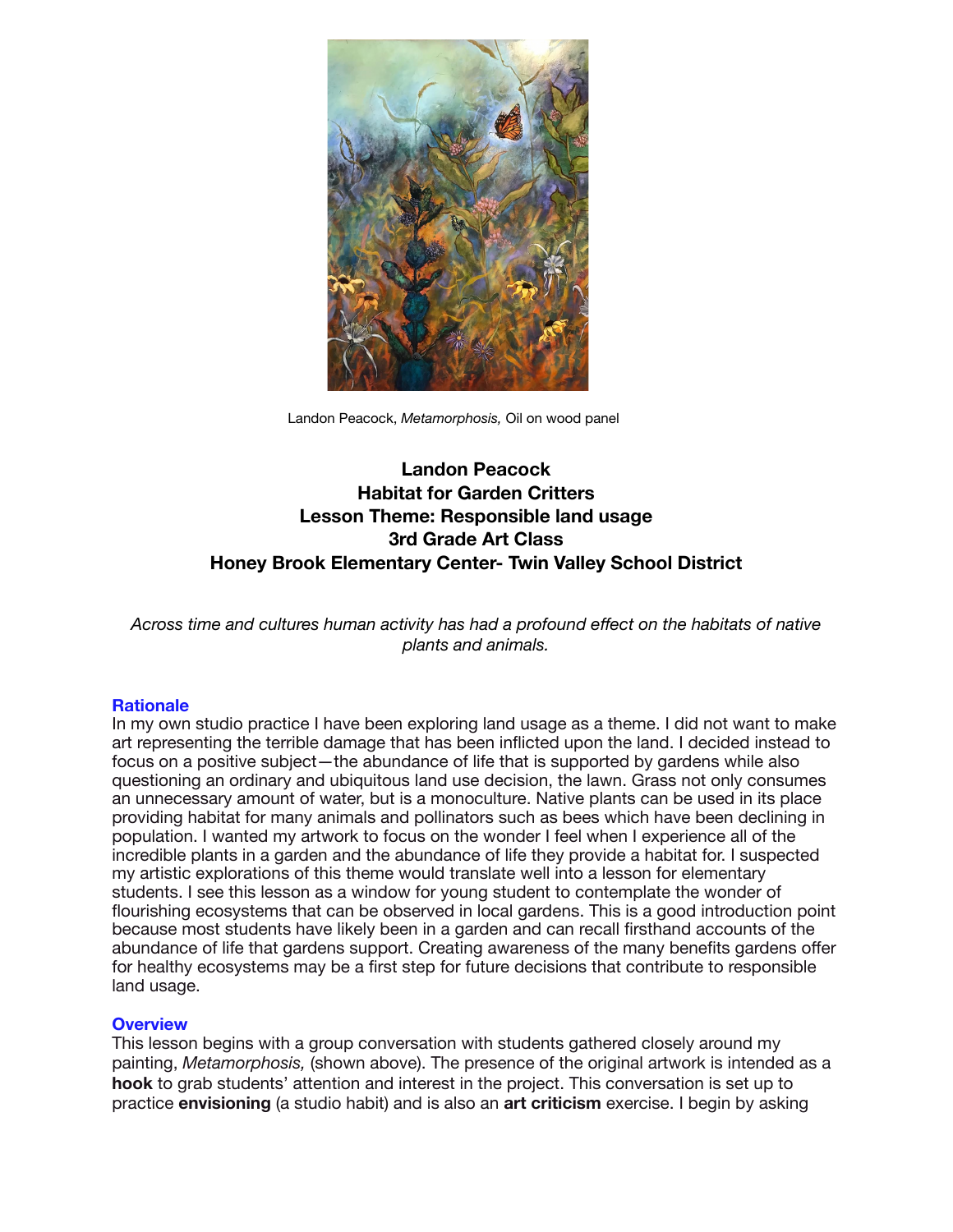Landon Peacock, *Metamorphosis,* Oil on wood panel

**Landon Peacock**
**Habitat for Garden Critters**
**Lesson Theme: Responsible land usage**
**3rd Grade Art Class**
**Honey Brook Elementary Center- Twin Valley School District**

*Across time and cultures human activity has had a profound effect on the habitats of native plants and animals.*

## Rationale

In my own studio practice I have been exploring land usage as a theme. I did not want to make art representing the terrible damage that has been inflicted upon the land. I decided instead to focus on a positive subject—the abundance of life that is supported by gardens while also questioning an ordinary and ubiquitous land use decision, the lawn. Grass not only consumes an unnecessary amount of water, but is a monoculture. Native plants can be used in its place providing habitat for many animals and pollinators such as bees which have been declining in population. I wanted my artwork to focus on the wonder I feel when I experience all of the incredible plants in a garden and the abundance of life they provide a habitat for. I suspected my artistic explorations of this theme would translate well into a lesson for elementary students. I see this lesson as a window for young student to contemplate the wonder of flourishing ecosystems that can be observed in local gardens. This is a good introduction point because most students have likely been in a garden and can recall firsthand accounts of the abundance of life that gardens support. Creating awareness of the many benefits gardens offer for healthy ecosystems may be a first step for future decisions that contribute to responsible land usage.

## Overview

This lesson begins with a group conversation with students gathered closely around my painting, *Metamorphosis,* (shown above). The presence of the original artwork is intended as a **hook** to grab students' attention and interest in the project. This conversation is set up to practice **envisioning** (a studio habit) and is also an **art criticism** exercise. I begin by asking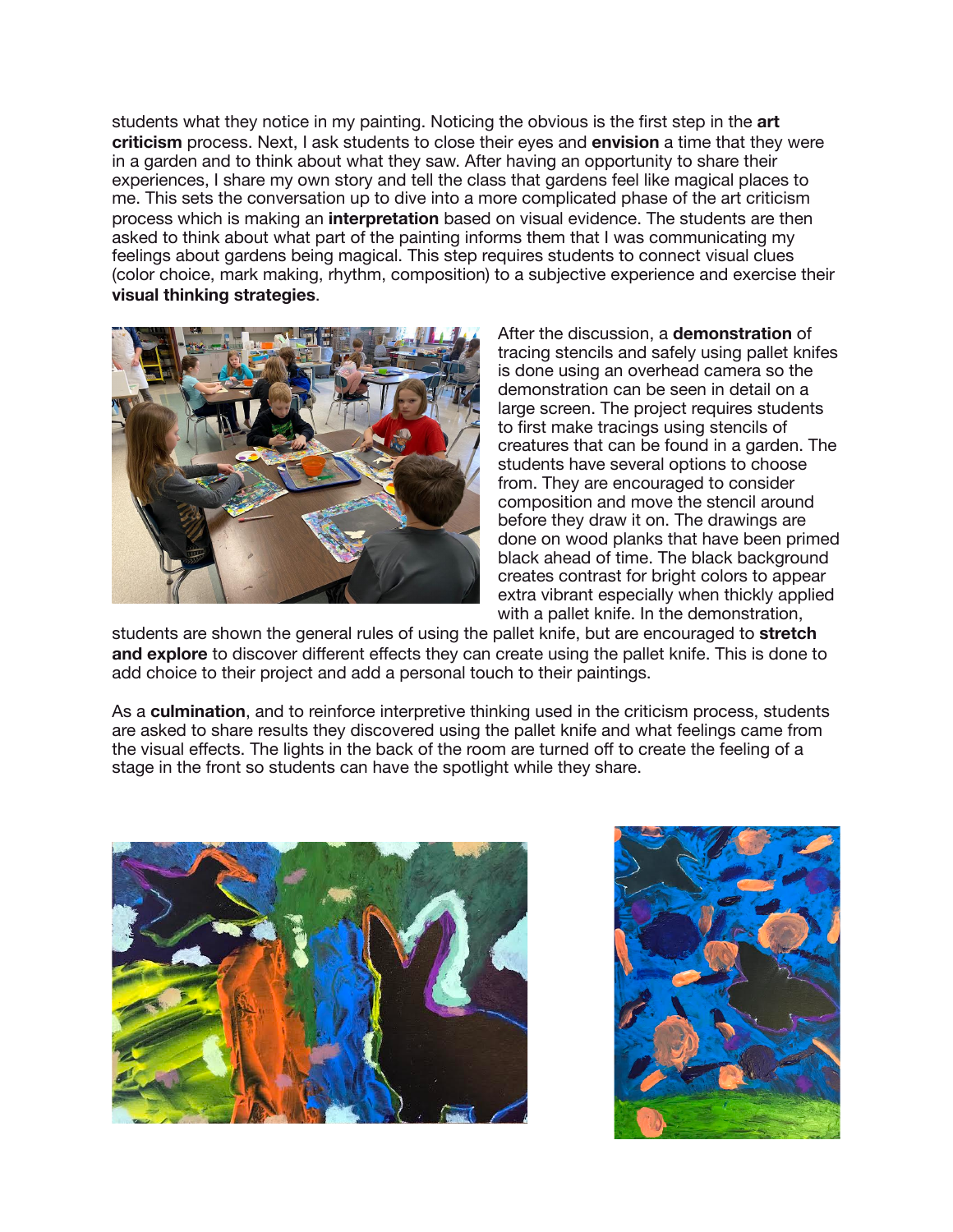students what they notice in my painting. Noticing the obvious is the first step in the **art criticism** process. Next, I ask students to close their eyes and **envision** a time that they were in a garden and to think about what they saw. After having an opportunity to share their experiences, I share my own story and tell the class that gardens feel like magical places to me. This sets the conversation up to dive into a more complicated phase of the art criticism process which is making an **interpretation** based on visual evidence. The students are then asked to think about what part of the painting informs them that I was communicating my feelings about gardens being magical. This step requires students to connect visual clues (color choice, mark making, rhythm, composition) to a subjective experience and exercise their **visual thinking strategies**.

After the discussion, a **demonstration** of tracing stencils and safely using pallet knifes is done using an overhead camera so the demonstration can be seen in detail on a large screen. The project requires students to first make tracings using stencils of creatures that can be found in a garden. The students have several options to choose from. They are encouraged to consider composition and move the stencil around before they draw it on. The drawings are done on wood planks that have been primed black ahead of time. The black background creates contrast for bright colors to appear extra vibrant especially when thickly applied with a pallet knife. In the demonstration, students are shown the general rules of using the pallet knife, but are encouraged to **stretch and explore** to discover different effects they can create using the pallet knife. This is done to add choice to their project and add a personal touch to their paintings.

As a **culmination**, and to reinforce interpretive thinking used in the criticism process, students are asked to share results they discovered using the pallet knife and what feelings came from the visual effects. The lights in the back of the room are turned off to create the feeling of a stage in the front so students can have the spotlight while they share.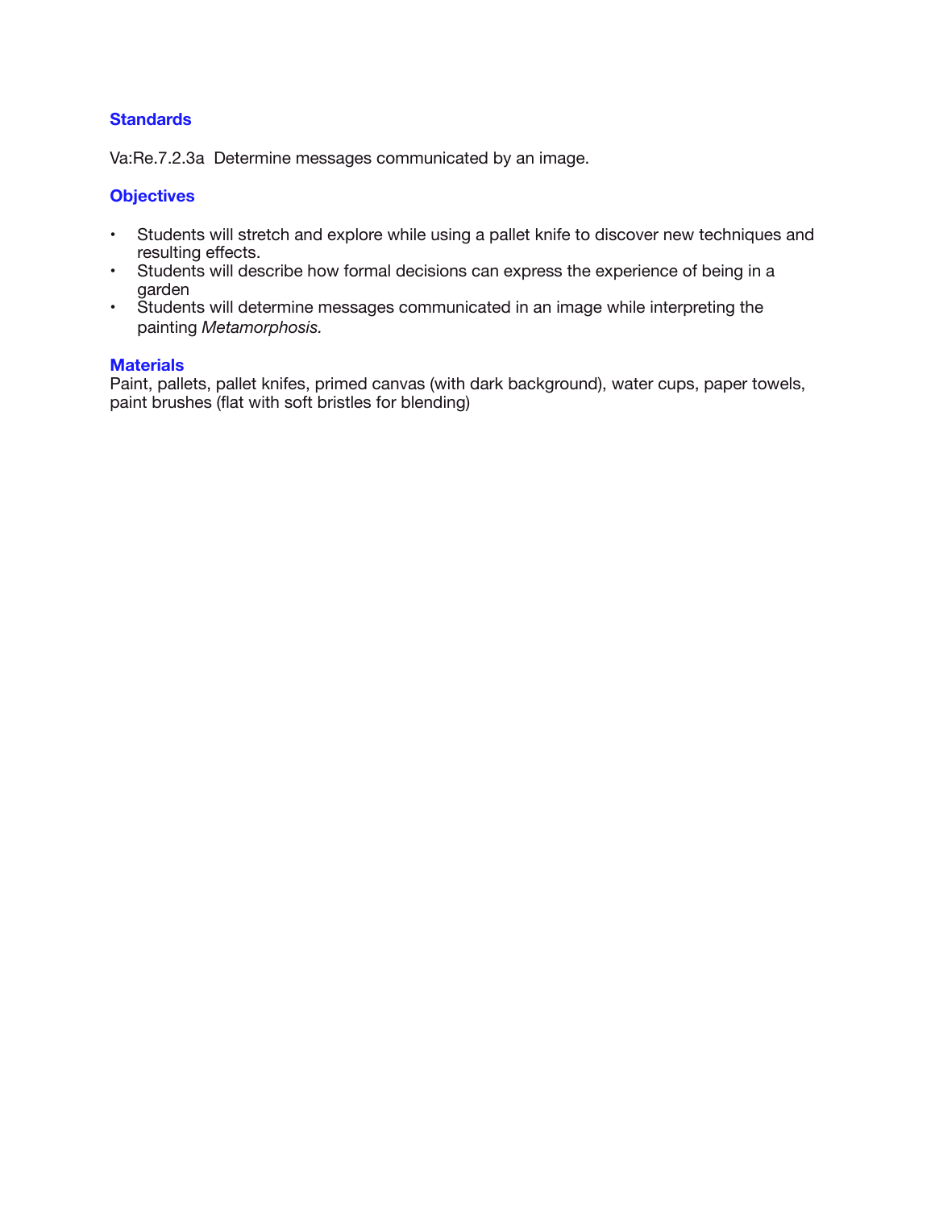## Standards

Va:Re.7.2.3a  Determine messages communicated by an image.

## Objectives

- Students will stretch and explore while using a pallet knife to discover new techniques and resulting effects.
- Students will describe how formal decisions can express the experience of being in a garden
- Students will determine messages communicated in an image while interpreting the painting *Metamorphosis.*

## Materials

Paint, pallets, pallet knifes, primed canvas (with dark background), water cups, paper towels, paint brushes (flat with soft bristles for blending)